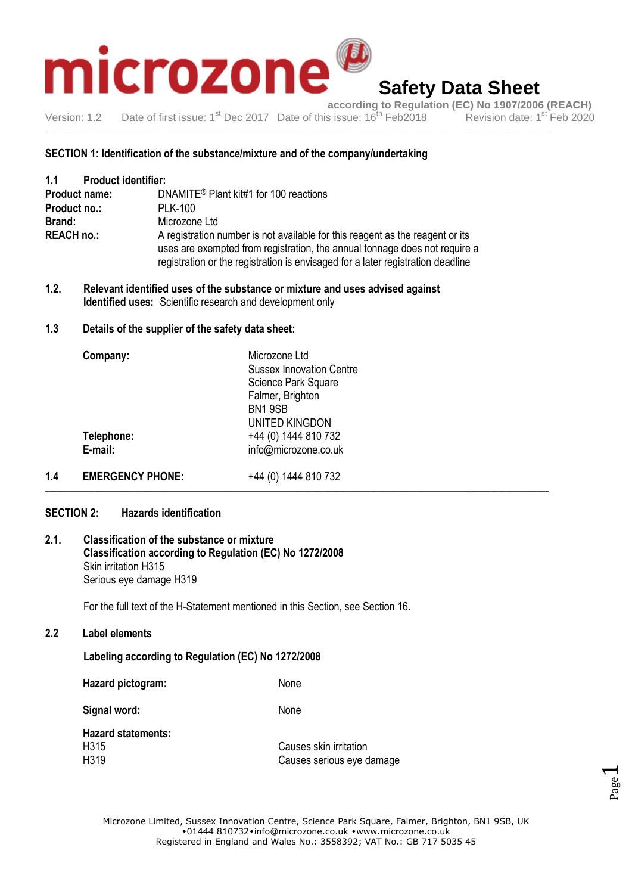# Safety Data Sheet

according to Regulation (EC) No 1907/2006 (REACH)

Version: 1.2 Date of first issue: 1st Dec 2017 Date of this issue: 16th Feb2018 Revision date: 1st Feb 2020

## SECTION 1: Identification of the substance/mixture and of the company/undertaking

### 1.1 Product identifier:

**Product name:** DNAMITE® Plant kit#1 for 100 reactions

**Product no.:** PLK-100

**Brand:** Microzone Ltd

**REACH no.:** A registration number is not available for this reagent as the reagent or its uses are exempted from registration, the annual tonnage does not require a registration or the registration is envisaged for a later registration deadline

### 1.2. Relevant identified uses of the substance or mixture and uses advised against

**Identified uses:** Scientific research and development only

### 1.3 Details of the supplier of the safety data sheet:

**Company:**
Microzone Ltd
Sussex Innovation Centre
Science Park Square
Falmer, Brighton
BN1 9SB
UNITED KINGDON

**Telephone:** +44 (0) 1444 810 732

**E-mail:** info@microzone.co.uk

### 1.4 EMERGENCY PHONE: +44 (0) 1444 810 732

## SECTION 2: Hazards identification

### 2.1. Classification of the substance or mixture

**Classification according to Regulation (EC) No 1272/2008**

Skin irritation H315

Serious eye damage H319

For the full text of the H-Statement mentioned in this Section, see Section 16.

### 2.2 Label elements

**Labeling according to Regulation (EC) No 1272/2008**

**Hazard pictogram:** None

**Signal word:** None

**Hazard statements:**

H315 Causes skin irritation

H319 Causes serious eye damage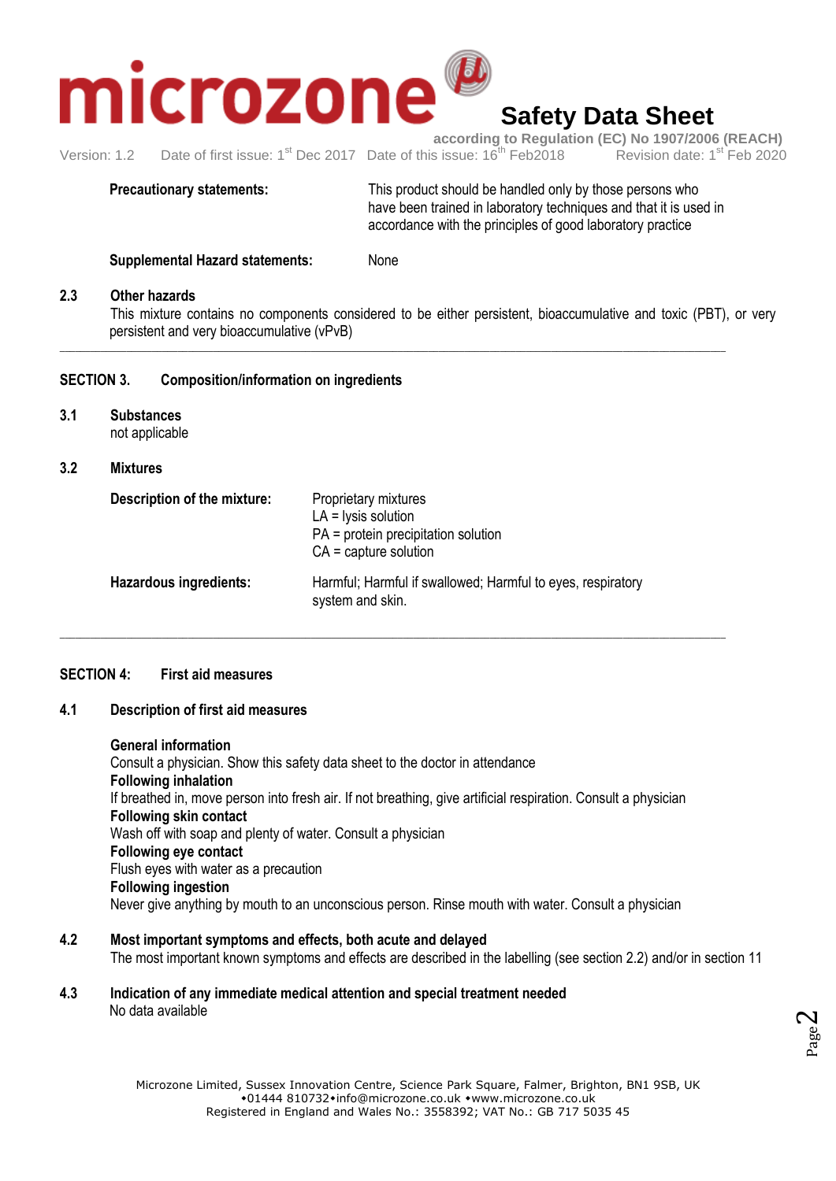**Precautionary statements:** This product should be handled only by those persons who have been trained in laboratory techniques and that it is used in accordance with the principles of good laboratory practice

**Supplemental Hazard statements:** None

**2.3 Other hazards**

This mixture contains no components considered to be either persistent, bioaccumulative and toxic (PBT), or very persistent and very bioaccumulative (vPvB)

---

## SECTION 3. Composition/information on ingredients

**3.1 Substances**

not applicable

**3.2 Mixtures**

**Description of the mixture:** Proprietary mixtures
LA = lysis solution
PA = protein precipitation solution
CA = capture solution

**Hazardous ingredients:** Harmful; Harmful if swallowed; Harmful to eyes, respiratory system and skin.

---

## SECTION 4: First aid measures

**4.1 Description of first aid measures**

**General information**
Consult a physician. Show this safety data sheet to the doctor in attendance

**Following inhalation**
If breathed in, move person into fresh air. If not breathing, give artificial respiration. Consult a physician

**Following skin contact**
Wash off with soap and plenty of water. Consult a physician

**Following eye contact**
Flush eyes with water as a precaution

**Following ingestion**
Never give anything by mouth to an unconscious person. Rinse mouth with water. Consult a physician

**4.2 Most important symptoms and effects, both acute and delayed**

The most important known symptoms and effects are described in the labelling (see section 2.2) and/or in section 11

**4.3 Indication of any immediate medical attention and special treatment needed**

No data available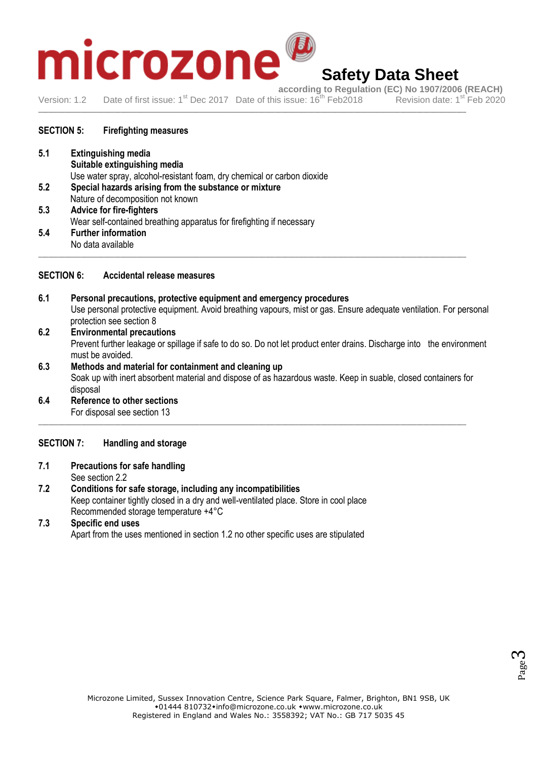## SECTION 5: Firefighting measures

**5.1 Extinguishing media**

**Suitable extinguishing media**

Use water spray, alcohol-resistant foam, dry chemical or carbon dioxide

**5.2 Special hazards arising from the substance or mixture**

Nature of decomposition not known

**5.3 Advice for fire-fighters**

Wear self-contained breathing apparatus for firefighting if necessary

**5.4 Further information**

No data available

## SECTION 6: Accidental release measures

**6.1 Personal precautions, protective equipment and emergency procedures**

Use personal protective equipment. Avoid breathing vapours, mist or gas. Ensure adequate ventilation. For personal protection see section 8

**6.2 Environmental precautions**

Prevent further leakage or spillage if safe to do so. Do not let product enter drains. Discharge into the environment must be avoided.

**6.3 Methods and material for containment and cleaning up**

Soak up with inert absorbent material and dispose of as hazardous waste. Keep in suable, closed containers for disposal

**6.4 Reference to other sections**

For disposal see section 13

## SECTION 7: Handling and storage

**7.1 Precautions for safe handling**

See section 2.2

**7.2 Conditions for safe storage, including any incompatibilities**

Keep container tightly closed in a dry and well-ventilated place. Store in cool place

Recommended storage temperature +4°C

**7.3 Specific end uses**

Apart from the uses mentioned in section 1.2 no other specific uses are stipulated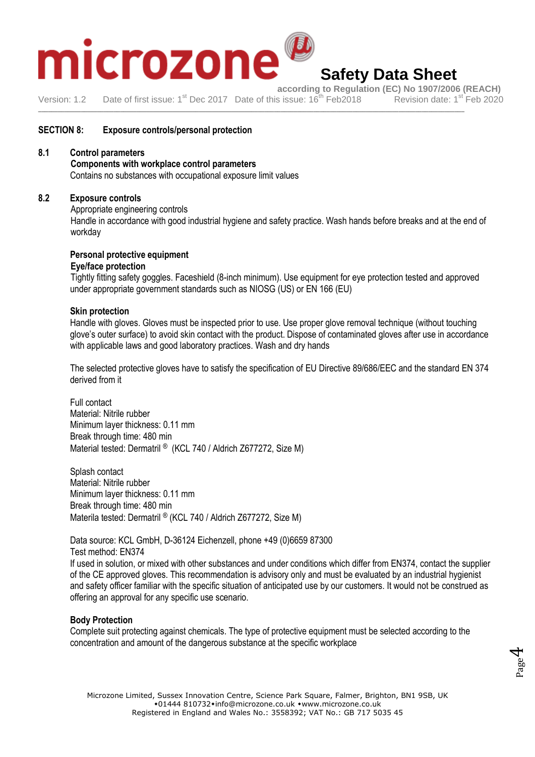## SECTION 8: Exposure controls/personal protection

### 8.1 Control parameters

**Components with workplace control parameters**

Contains no substances with occupational exposure limit values

### 8.2 Exposure controls

Appropriate engineering controls

Handle in accordance with good industrial hygiene and safety practice. Wash hands before breaks and at the end of workday

**Personal protective equipment**

**Eye/face protection**

Tightly fitting safety goggles. Faceshield (8-inch minimum). Use equipment for eye protection tested and approved under appropriate government standards such as NIOSG (US) or EN 166 (EU)

**Skin protection**

Handle with gloves. Gloves must be inspected prior to use. Use proper glove removal technique (without touching glove's outer surface) to avoid skin contact with the product. Dispose of contaminated gloves after use in accordance with applicable laws and good laboratory practices. Wash and dry hands

The selected protective gloves have to satisfy the specification of EU Directive 89/686/EEC and the standard EN 374 derived from it

Full contact
Material: Nitrile rubber
Minimum layer thickness: 0.11 mm
Break through time: 480 min
Material tested: Dermatril ® (KCL 740 / Aldrich Z677272, Size M)

Splash contact
Material: Nitrile rubber
Minimum layer thickness: 0.11 mm
Break through time: 480 min
Materila tested: Dermatril ® (KCL 740 / Aldrich Z677272, Size M)

Data source: KCL GmbH, D-36124 Eichenzell, phone +49 (0)6659 87300
Test method: EN374
If used in solution, or mixed with other substances and under conditions which differ from EN374, contact the supplier of the CE approved gloves. This recommendation is advisory only and must be evaluated by an industrial hygienist and safety officer familiar with the specific situation of anticipated use by our customers. It would not be construed as offering an approval for any specific use scenario.

**Body Protection**

Complete suit protecting against chemicals. The type of protective equipment must be selected according to the concentration and amount of the dangerous substance at the specific workplace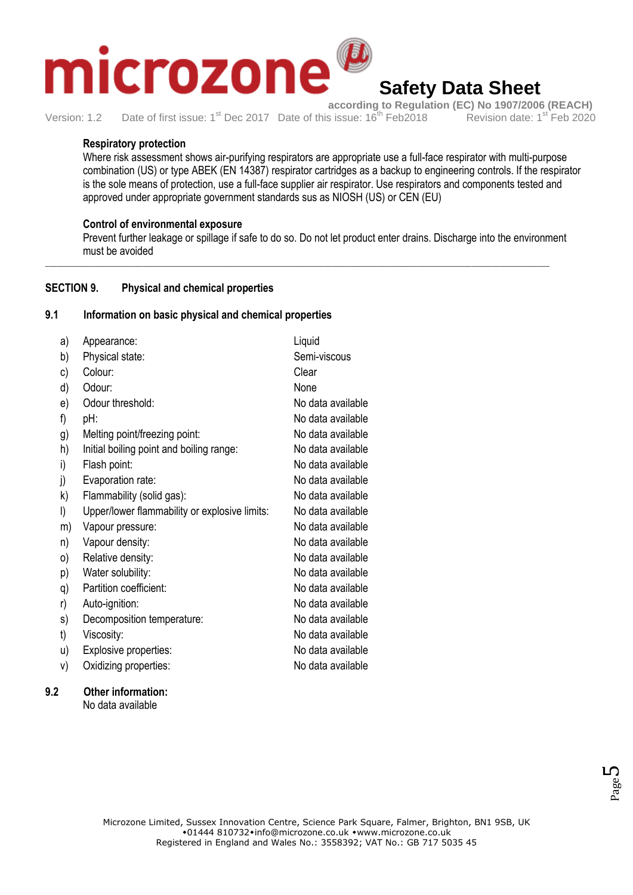**Respiratory protection**

Where risk assessment shows air-purifying respirators are appropriate use a full-face respirator with multi-purpose combination (US) or type ABEK (EN 14387) respirator cartridges as a backup to engineering controls. If the respirator is the sole means of protection, use a full-face supplier air respirator. Use respirators and components tested and approved under appropriate government standards sus as NIOSH (US) or CEN (EU)

**Control of environmental exposure**

Prevent further leakage or spillage if safe to do so. Do not let product enter drains. Discharge into the environment must be avoided

---

## SECTION 9. Physical and chemical properties

### 9.1 Information on basic physical and chemical properties

| | | |
|---|---|---|
| a) | Appearance: | Liquid |
| b) | Physical state: | Semi-viscous |
| c) | Colour: | Clear |
| d) | Odour: | None |
| e) | Odour threshold: | No data available |
| f) | pH: | No data available |
| g) | Melting point/freezing point: | No data available |
| h) | Initial boiling point and boiling range: | No data available |
| i) | Flash point: | No data available |
| j) | Evaporation rate: | No data available |
| k) | Flammability (solid gas): | No data available |
| l) | Upper/lower flammability or explosive limits: | No data available |
| m) | Vapour pressure: | No data available |
| n) | Vapour density: | No data available |
| o) | Relative density: | No data available |
| p) | Water solubility: | No data available |
| q) | Partition coefficient: | No data available |
| r) | Auto-ignition: | No data available |
| s) | Decomposition temperature: | No data available |
| t) | Viscosity: | No data available |
| u) | Explosive properties: | No data available |
| v) | Oxidizing properties: | No data available |

### 9.2 Other information:

No data available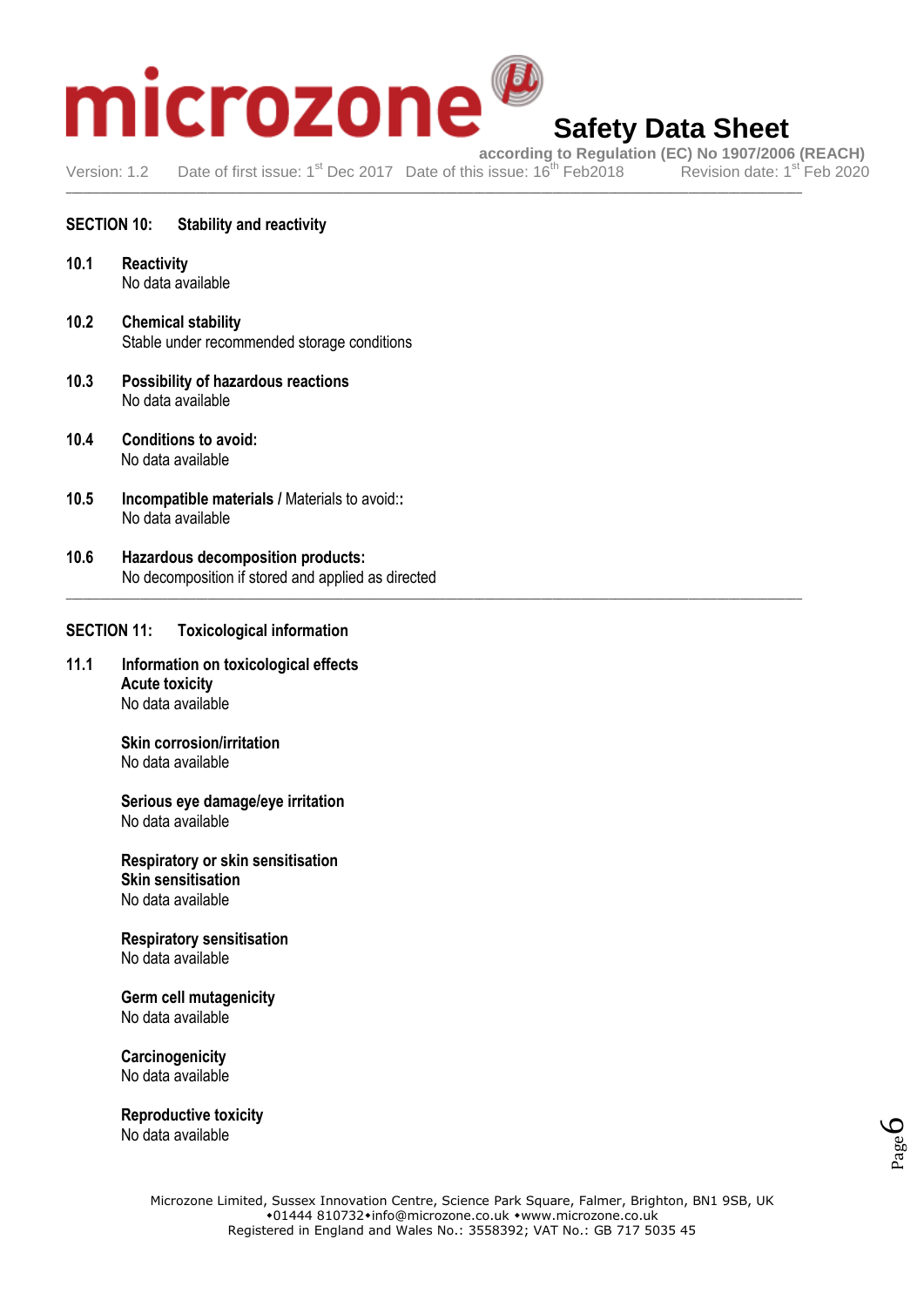## SECTION 10: Stability and reactivity

**10.1 Reactivity**
No data available

**10.2 Chemical stability**
Stable under recommended storage conditions

**10.3 Possibility of hazardous reactions**
No data available

**10.4 Conditions to avoid:**
No data available

**10.5 Incompatible materials /** Materials to avoid::
No data available

**10.6 Hazardous decomposition products:**
No decomposition if stored and applied as directed

---

## SECTION 11: Toxicological information

**11.1 Information on toxicological effects**

**Acute toxicity**
No data available

**Skin corrosion/irritation**
No data available

**Serious eye damage/eye irritation**
No data available

**Respiratory or skin sensitisation**
**Skin sensitisation**
No data available

**Respiratory sensitisation**
No data available

**Germ cell mutagenicity**
No data available

**Carcinogenicity**
No data available

**Reproductive toxicity**
No data available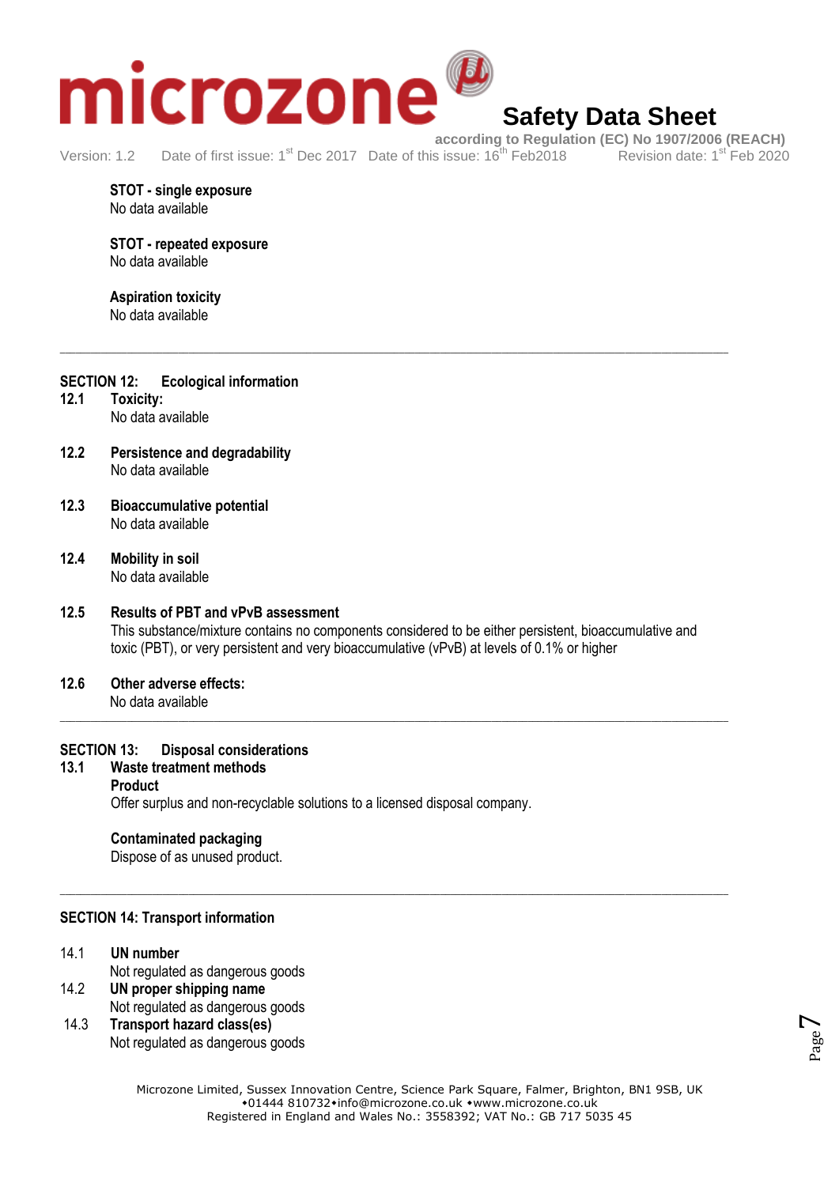**STOT - single exposure**
No data available

**STOT - repeated exposure**
No data available

**Aspiration toxicity**
No data available

---

## SECTION 12: Ecological information

**12.1 Toxicity:**
No data available

**12.2 Persistence and degradability**
No data available

**12.3 Bioaccumulative potential**
No data available

**12.4 Mobility in soil**
No data available

**12.5 Results of PBT and vPvB assessment**
This substance/mixture contains no components considered to be either persistent, bioaccumulative and toxic (PBT), or very persistent and very bioaccumulative (vPvB) at levels of 0.1% or higher

**12.6 Other adverse effects:**
No data available

---

## SECTION 13: Disposal considerations

**13.1 Waste treatment methods**

**Product**
Offer surplus and non-recyclable solutions to a licensed disposal company.

**Contaminated packaging**
Dispose of as unused product.

---

## SECTION 14: Transport information

14.1 **UN number**
Not regulated as dangerous goods

14.2 **UN proper shipping name**
Not regulated as dangerous goods

14.3 **Transport hazard class(es)**
Not regulated as dangerous goods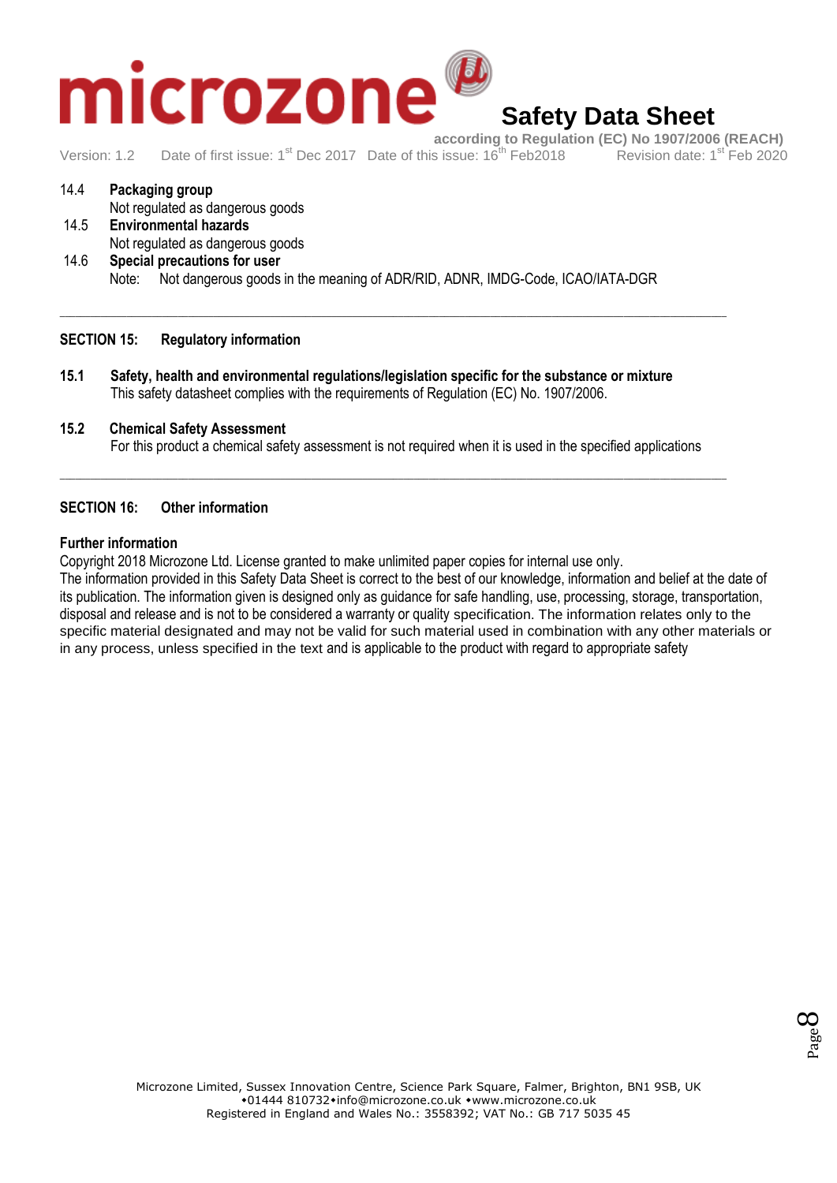**14.4 Packaging group**
Not regulated as dangerous goods

**14.5 Environmental hazards**
Not regulated as dangerous goods

**14.6 Special precautions for user**
Note: Not dangerous goods in the meaning of ADR/RID, ADNR, IMDG-Code, ICAO/IATA-DGR

---

## SECTION 15: Regulatory information

**15.1 Safety, health and environmental regulations/legislation specific for the substance or mixture**
This safety datasheet complies with the requirements of Regulation (EC) No. 1907/2006.

**15.2 Chemical Safety Assessment**
For this product a chemical safety assessment is not required when it is used in the specified applications

---

## SECTION 16: Other information

**Further information**
Copyright 2018 Microzone Ltd. License granted to make unlimited paper copies for internal use only.
The information provided in this Safety Data Sheet is correct to the best of our knowledge, information and belief at the date of its publication. The information given is designed only as guidance for safe handling, use, processing, storage, transportation, disposal and release and is not to be considered a warranty or quality specification. The information relates only to the specific material designated and may not be valid for such material used in combination with any other materials or in any process, unless specified in the text and is applicable to the product with regard to appropriate safety